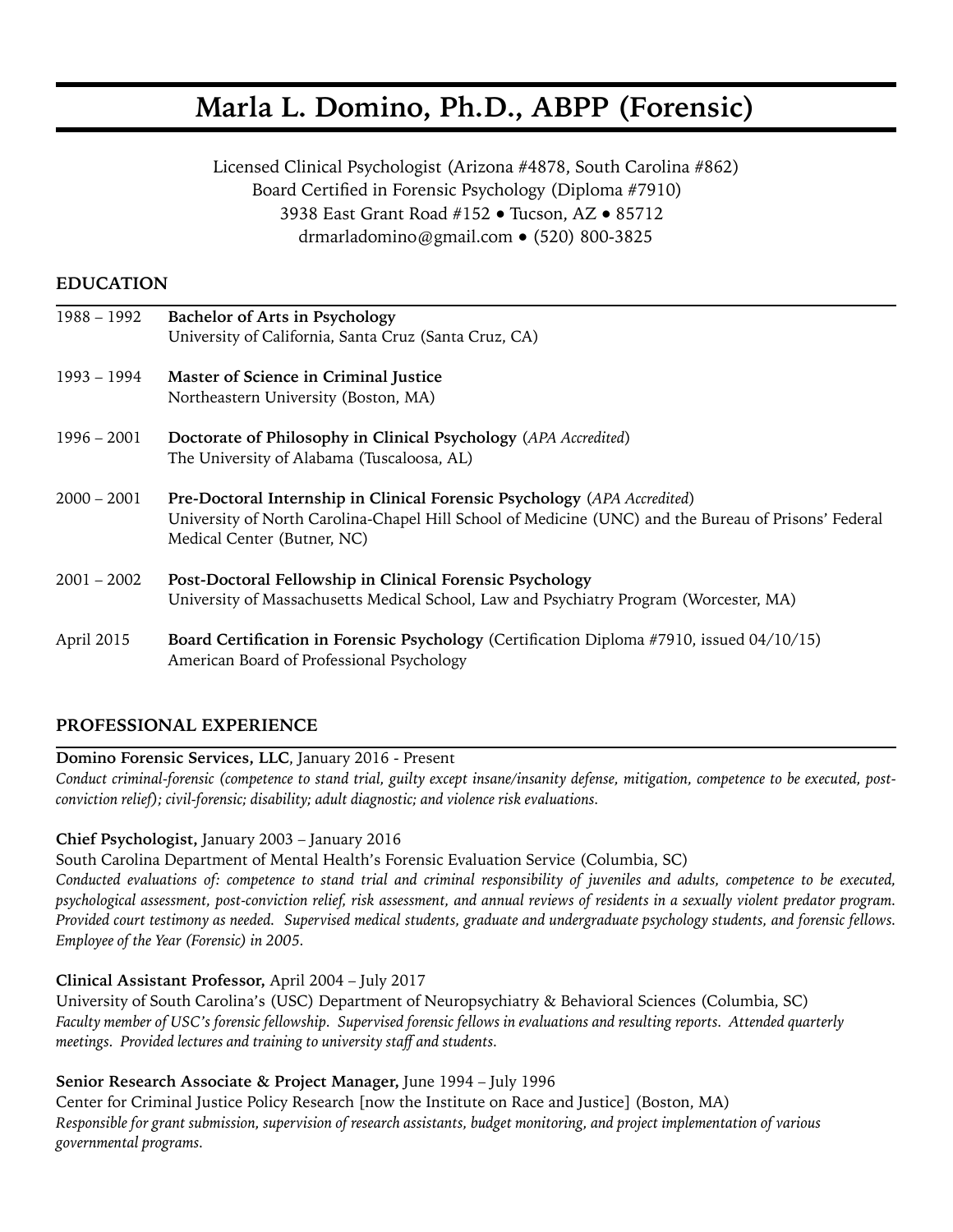# Marla L. Domino, Ph.D., ABPP (Forensic)

Licensed Clinical Psychologist (Arizona #4878, South Carolina #862)
Board Certified in Forensic Psychology (Diploma #7910)
3938 East Grant Road #152 • Tucson, AZ • 85712
drmarladomino@gmail.com • (520) 800-3825

## EDUCATION

1988 – 1992 **Bachelor of Arts in Psychology**
University of California, Santa Cruz (Santa Cruz, CA)

1993 – 1994 **Master of Science in Criminal Justice**
Northeastern University (Boston, MA)

1996 – 2001 **Doctorate of Philosophy in Clinical Psychology** (*APA Accredited*)
The University of Alabama (Tuscaloosa, AL)

2000 – 2001 **Pre-Doctoral Internship in Clinical Forensic Psychology** (*APA Accredited*)
University of North Carolina-Chapel Hill School of Medicine (UNC) and the Bureau of Prisons' Federal Medical Center (Butner, NC)

2001 – 2002 **Post-Doctoral Fellowship in Clinical Forensic Psychology**
University of Massachusetts Medical School, Law and Psychiatry Program (Worcester, MA)

April 2015 **Board Certification in Forensic Psychology** (Certification Diploma #7910, issued 04/10/15)
American Board of Professional Psychology

## PROFESSIONAL EXPERIENCE

**Domino Forensic Services, LLC**, January 2016 - Present
*Conduct criminal-forensic (competence to stand trial, guilty except insane/insanity defense, mitigation, competence to be executed, post-conviction relief); civil-forensic; disability; adult diagnostic; and violence risk evaluations.*

**Chief Psychologist,** January 2003 – January 2016
South Carolina Department of Mental Health's Forensic Evaluation Service (Columbia, SC)
*Conducted evaluations of: competence to stand trial and criminal responsibility of juveniles and adults, competence to be executed, psychological assessment, post-conviction relief, risk assessment, and annual reviews of residents in a sexually violent predator program. Provided court testimony as needed. Supervised medical students, graduate and undergraduate psychology students, and forensic fellows. Employee of the Year (Forensic) in 2005.*

**Clinical Assistant Professor,** April 2004 – July 2017
University of South Carolina's (USC) Department of Neuropsychiatry & Behavioral Sciences (Columbia, SC)
*Faculty member of USC's forensic fellowship. Supervised forensic fellows in evaluations and resulting reports. Attended quarterly meetings. Provided lectures and training to university staff and students.*

**Senior Research Associate & Project Manager,** June 1994 – July 1996
Center for Criminal Justice Policy Research [now the Institute on Race and Justice] (Boston, MA)
*Responsible for grant submission, supervision of research assistants, budget monitoring, and project implementation of various governmental programs.*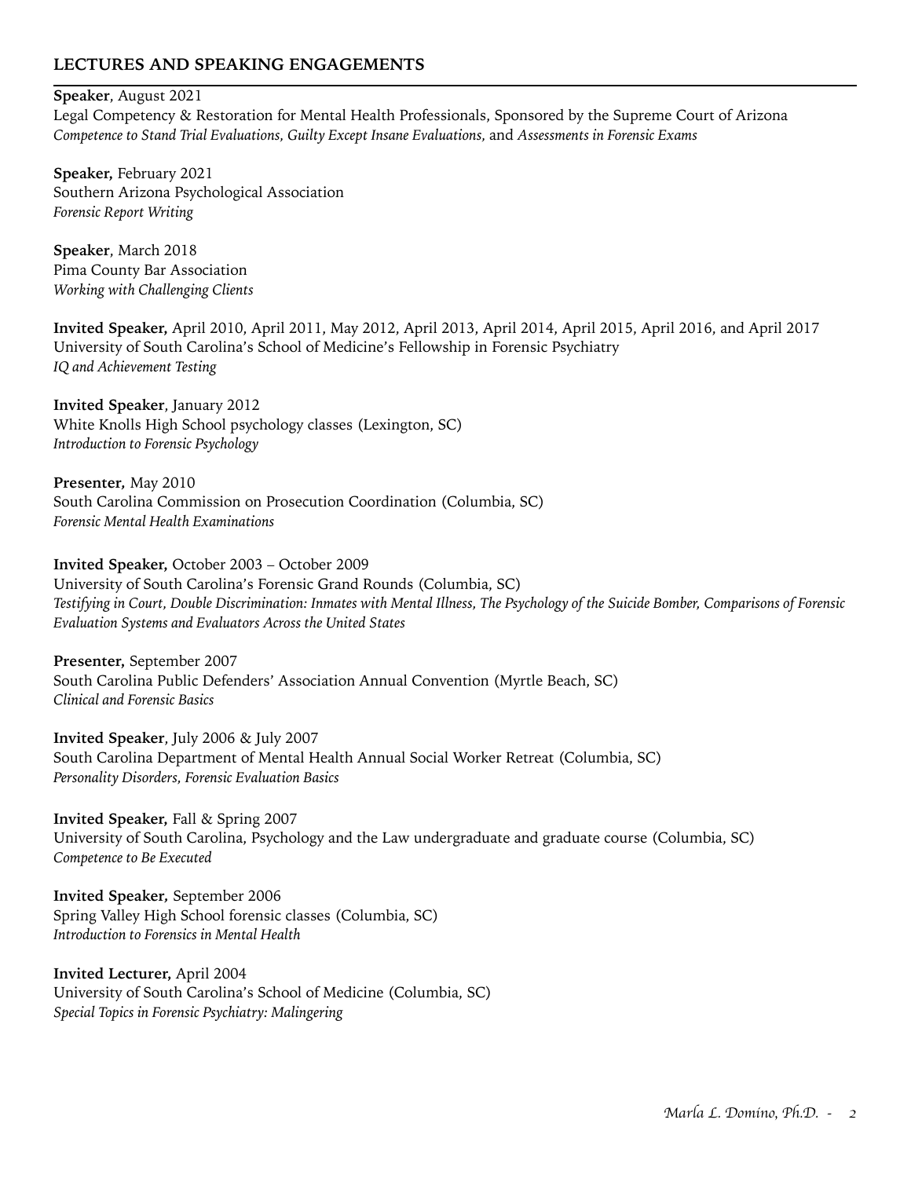## LECTURES AND SPEAKING ENGAGEMENTS

**Speaker**, August 2021
Legal Competency & Restoration for Mental Health Professionals, Sponsored by the Supreme Court of Arizona
*Competence to Stand Trial Evaluations, Guilty Except Insane Evaluations,* and *Assessments in Forensic Exams*

**Speaker,** February 2021
Southern Arizona Psychological Association
*Forensic Report Writing*

**Speaker**, March 2018
Pima County Bar Association
*Working with Challenging Clients*

**Invited Speaker,** April 2010, April 2011, May 2012, April 2013, April 2014, April 2015, April 2016, and April 2017
University of South Carolina's School of Medicine's Fellowship in Forensic Psychiatry
*IQ and Achievement Testing*

**Invited Speaker**, January 2012
White Knolls High School psychology classes (Lexington, SC)
*Introduction to Forensic Psychology*

**Presenter,** May 2010
South Carolina Commission on Prosecution Coordination (Columbia, SC)
*Forensic Mental Health Examinations*

**Invited Speaker,** October 2003 – October 2009
University of South Carolina's Forensic Grand Rounds (Columbia, SC)
*Testifying in Court, Double Discrimination: Inmates with Mental Illness, The Psychology of the Suicide Bomber, Comparisons of Forensic Evaluation Systems and Evaluators Across the United States*

**Presenter,** September 2007
South Carolina Public Defenders' Association Annual Convention (Myrtle Beach, SC)
*Clinical and Forensic Basics*

**Invited Speaker**, July 2006 & July 2007
South Carolina Department of Mental Health Annual Social Worker Retreat (Columbia, SC)
*Personality Disorders, Forensic Evaluation Basics*

**Invited Speaker,** Fall & Spring 2007
University of South Carolina, Psychology and the Law undergraduate and graduate course (Columbia, SC)
*Competence to Be Executed*

**Invited Speaker,** September 2006
Spring Valley High School forensic classes (Columbia, SC)
*Introduction to Forensics in Mental Health*

**Invited Lecturer,** April 2004
University of South Carolina's School of Medicine (Columbia, SC)
*Special Topics in Forensic Psychiatry: Malingering*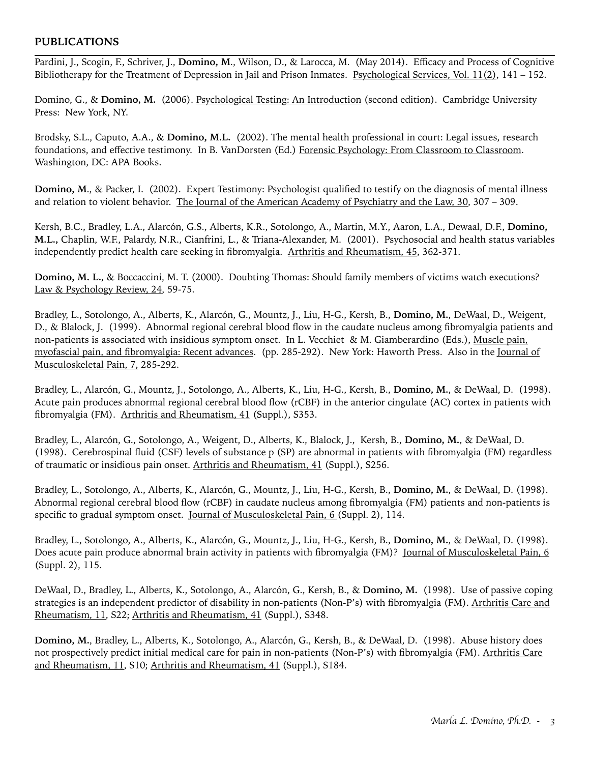## PUBLICATIONS

Pardini, J., Scogin, F., Schriver, J., **Domino, M**., Wilson, D., & Larocca, M. (May 2014). Efficacy and Process of Cognitive Bibliotherapy for the Treatment of Depression in Jail and Prison Inmates. Psychological Services, Vol. 11(2), 141 – 152.

Domino, G., & **Domino, M.** (2006). Psychological Testing: An Introduction (second edition). Cambridge University Press: New York, NY.

Brodsky, S.L., Caputo, A.A., & **Domino, M.L.** (2002). The mental health professional in court: Legal issues, research foundations, and effective testimony. In B. VanDorsten (Ed.) Forensic Psychology: From Classroom to Classroom. Washington, DC: APA Books.

**Domino, M**., & Packer, I. (2002). Expert Testimony: Psychologist qualified to testify on the diagnosis of mental illness and relation to violent behavior. The Journal of the American Academy of Psychiatry and the Law, 30, 307 – 309.

Kersh, B.C., Bradley, L.A., Alarcón, G.S., Alberts, K.R., Sotolongo, A., Martin, M.Y., Aaron, L.A., Dewaal, D.F., **Domino, M.L.,** Chaplin, W.F., Palardy, N.R., Cianfrini, L., & Triana-Alexander, M. (2001). Psychosocial and health status variables independently predict health care seeking in fibromyalgia. Arthritis and Rheumatism, 45, 362-371.

**Domino, M. L.**, & Boccaccini, M. T. (2000). Doubting Thomas: Should family members of victims watch executions? Law & Psychology Review, 24, 59-75.

Bradley, L., Sotolongo, A., Alberts, K., Alarcón, G., Mountz, J., Liu, H-G., Kersh, B., **Domino, M.**, DeWaal, D., Weigent, D., & Blalock, J. (1999). Abnormal regional cerebral blood flow in the caudate nucleus among fibromyalgia patients and non-patients is associated with insidious symptom onset. In L. Vecchiet & M. Giamberardino (Eds.), Muscle pain, myofascial pain, and fibromyalgia: Recent advances. (pp. 285-292). New York: Haworth Press. Also in the Journal of Musculoskeletal Pain, 7, 285-292.

Bradley, L., Alarcón, G., Mountz, J., Sotolongo, A., Alberts, K., Liu, H-G., Kersh, B., **Domino, M.**, & DeWaal, D. (1998). Acute pain produces abnormal regional cerebral blood flow (rCBF) in the anterior cingulate (AC) cortex in patients with fibromyalgia (FM). Arthritis and Rheumatism, 41 (Suppl.), S353.

Bradley, L., Alarcón, G., Sotolongo, A., Weigent, D., Alberts, K., Blalock, J., Kersh, B., **Domino, M.**, & DeWaal, D. (1998). Cerebrospinal fluid (CSF) levels of substance p (SP) are abnormal in patients with fibromyalgia (FM) regardless of traumatic or insidious pain onset. Arthritis and Rheumatism, 41 (Suppl.), S256.

Bradley, L., Sotolongo, A., Alberts, K., Alarcón, G., Mountz, J., Liu, H-G., Kersh, B., **Domino, M.**, & DeWaal, D. (1998). Abnormal regional cerebral blood flow (rCBF) in caudate nucleus among fibromyalgia (FM) patients and non-patients is specific to gradual symptom onset. Journal of Musculoskeletal Pain, 6 (Suppl. 2), 114.

Bradley, L., Sotolongo, A., Alberts, K., Alarcón, G., Mountz, J., Liu, H-G., Kersh, B., **Domino, M.**, & DeWaal, D. (1998). Does acute pain produce abnormal brain activity in patients with fibromyalgia (FM)? Journal of Musculoskeletal Pain, 6 (Suppl. 2), 115.

DeWaal, D., Bradley, L., Alberts, K., Sotolongo, A., Alarcón, G., Kersh, B., & **Domino, M.** (1998). Use of passive coping strategies is an independent predictor of disability in non-patients (Non-P's) with fibromyalgia (FM). Arthritis Care and Rheumatism, 11, S22; Arthritis and Rheumatism, 41 (Suppl.), S348.

**Domino, M.**, Bradley, L., Alberts, K., Sotolongo, A., Alarcón, G., Kersh, B., & DeWaal, D. (1998). Abuse history does not prospectively predict initial medical care for pain in non-patients (Non-P's) with fibromyalgia (FM). Arthritis Care and Rheumatism, 11, S10; Arthritis and Rheumatism, 41 (Suppl.), S184.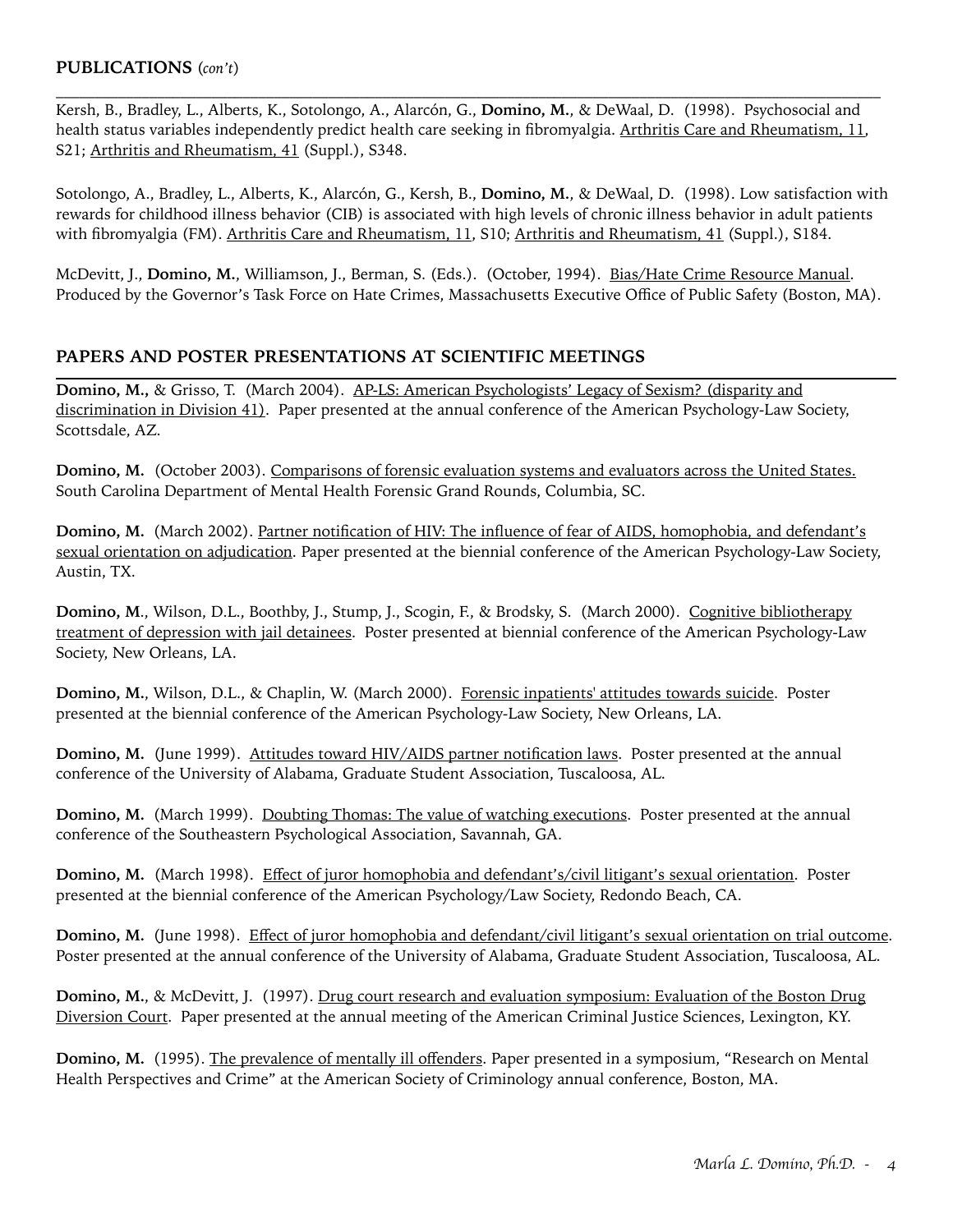## PUBLICATIONS (*con't*)

Kersh, B., Bradley, L., Alberts, K., Sotolongo, A., Alarcón, G., **Domino, M.**, & DeWaal, D. (1998). Psychosocial and health status variables independently predict health care seeking in fibromyalgia. Arthritis Care and Rheumatism, 11, S21; Arthritis and Rheumatism, 41 (Suppl.), S348.

Sotolongo, A., Bradley, L., Alberts, K., Alarcón, G., Kersh, B., **Domino, M.**, & DeWaal, D. (1998). Low satisfaction with rewards for childhood illness behavior (CIB) is associated with high levels of chronic illness behavior in adult patients with fibromyalgia (FM). Arthritis Care and Rheumatism, 11, S10; Arthritis and Rheumatism, 41 (Suppl.), S184.

McDevitt, J., **Domino, M.**, Williamson, J., Berman, S. (Eds.). (October, 1994). Bias/Hate Crime Resource Manual. Produced by the Governor's Task Force on Hate Crimes, Massachusetts Executive Office of Public Safety (Boston, MA).

## PAPERS AND POSTER PRESENTATIONS AT SCIENTIFIC MEETINGS

**Domino, M.,** & Grisso, T. (March 2004). AP-LS: American Psychologists' Legacy of Sexism? (disparity and discrimination in Division 41). Paper presented at the annual conference of the American Psychology-Law Society, Scottsdale, AZ.

**Domino, M.** (October 2003). Comparisons of forensic evaluation systems and evaluators across the United States. South Carolina Department of Mental Health Forensic Grand Rounds, Columbia, SC.

**Domino, M.** (March 2002). Partner notification of HIV: The influence of fear of AIDS, homophobia, and defendant's sexual orientation on adjudication. Paper presented at the biennial conference of the American Psychology-Law Society, Austin, TX.

**Domino, M.**, Wilson, D.L., Boothby, J., Stump, J., Scogin, F., & Brodsky, S. (March 2000). Cognitive bibliotherapy treatment of depression with jail detainees. Poster presented at biennial conference of the American Psychology-Law Society, New Orleans, LA.

**Domino, M.**, Wilson, D.L., & Chaplin, W. (March 2000). Forensic inpatients' attitudes towards suicide. Poster presented at the biennial conference of the American Psychology-Law Society, New Orleans, LA.

**Domino, M.** (June 1999). Attitudes toward HIV/AIDS partner notification laws. Poster presented at the annual conference of the University of Alabama, Graduate Student Association, Tuscaloosa, AL.

**Domino, M.** (March 1999). Doubting Thomas: The value of watching executions. Poster presented at the annual conference of the Southeastern Psychological Association, Savannah, GA.

**Domino, M.** (March 1998). Effect of juror homophobia and defendant's/civil litigant's sexual orientation. Poster presented at the biennial conference of the American Psychology/Law Society, Redondo Beach, CA.

**Domino, M.** (June 1998). Effect of juror homophobia and defendant/civil litigant's sexual orientation on trial outcome. Poster presented at the annual conference of the University of Alabama, Graduate Student Association, Tuscaloosa, AL.

**Domino, M.**, & McDevitt, J. (1997). Drug court research and evaluation symposium: Evaluation of the Boston Drug Diversion Court. Paper presented at the annual meeting of the American Criminal Justice Sciences, Lexington, KY.

**Domino, M.** (1995). The prevalence of mentally ill offenders. Paper presented in a symposium, "Research on Mental Health Perspectives and Crime" at the American Society of Criminology annual conference, Boston, MA.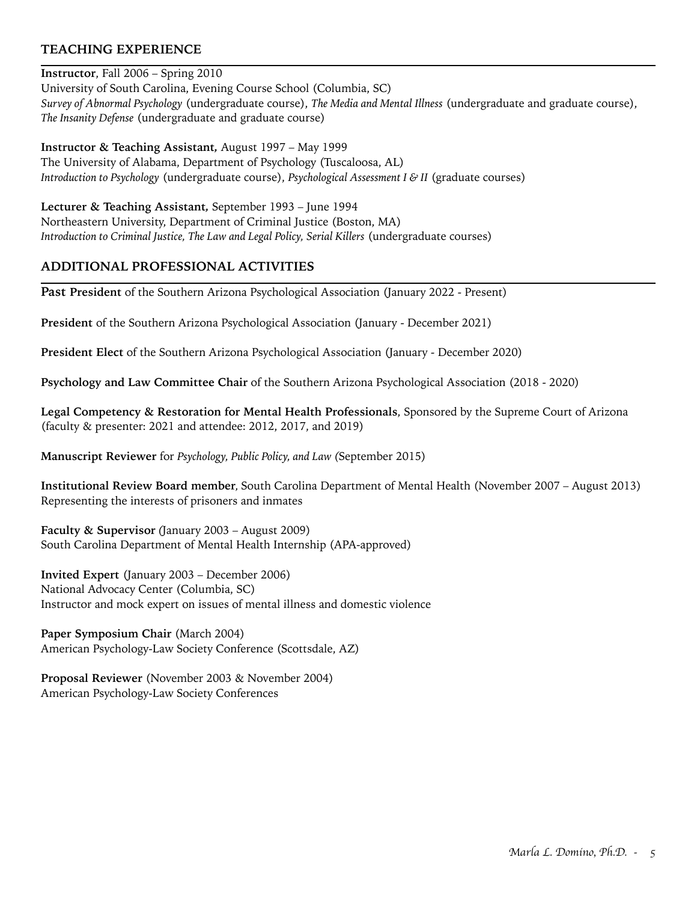## TEACHING EXPERIENCE

**Instructor**, Fall 2006 – Spring 2010
University of South Carolina, Evening Course School (Columbia, SC)
*Survey of Abnormal Psychology* (undergraduate course), *The Media and Mental Illness* (undergraduate and graduate course), *The Insanity Defense* (undergraduate and graduate course)

**Instructor & Teaching Assistant,** August 1997 – May 1999
The University of Alabama, Department of Psychology (Tuscaloosa, AL)
*Introduction to Psychology* (undergraduate course), *Psychological Assessment I & II* (graduate courses)

**Lecturer & Teaching Assistant,** September 1993 – June 1994
Northeastern University, Department of Criminal Justice (Boston, MA)
*Introduction to Criminal Justice, The Law and Legal Policy, Serial Killers* (undergraduate courses)

## ADDITIONAL PROFESSIONAL ACTIVITIES

**Past President** of the Southern Arizona Psychological Association (January 2022 - Present)

**President** of the Southern Arizona Psychological Association (January - December 2021)

**President Elect** of the Southern Arizona Psychological Association (January - December 2020)

**Psychology and Law Committee Chair** of the Southern Arizona Psychological Association (2018 - 2020)

**Legal Competency & Restoration for Mental Health Professionals**, Sponsored by the Supreme Court of Arizona (faculty & presenter: 2021 and attendee: 2012, 2017, and 2019)

**Manuscript Reviewer** for *Psychology, Public Policy, and Law (*September 2015)

**Institutional Review Board member**, South Carolina Department of Mental Health (November 2007 – August 2013)
Representing the interests of prisoners and inmates

**Faculty & Supervisor** (January 2003 – August 2009)
South Carolina Department of Mental Health Internship (APA-approved)

**Invited Expert** (January 2003 – December 2006)
National Advocacy Center (Columbia, SC)
Instructor and mock expert on issues of mental illness and domestic violence

**Paper Symposium Chair** (March 2004)
American Psychology-Law Society Conference (Scottsdale, AZ)

**Proposal Reviewer** (November 2003 & November 2004)
American Psychology-Law Society Conferences